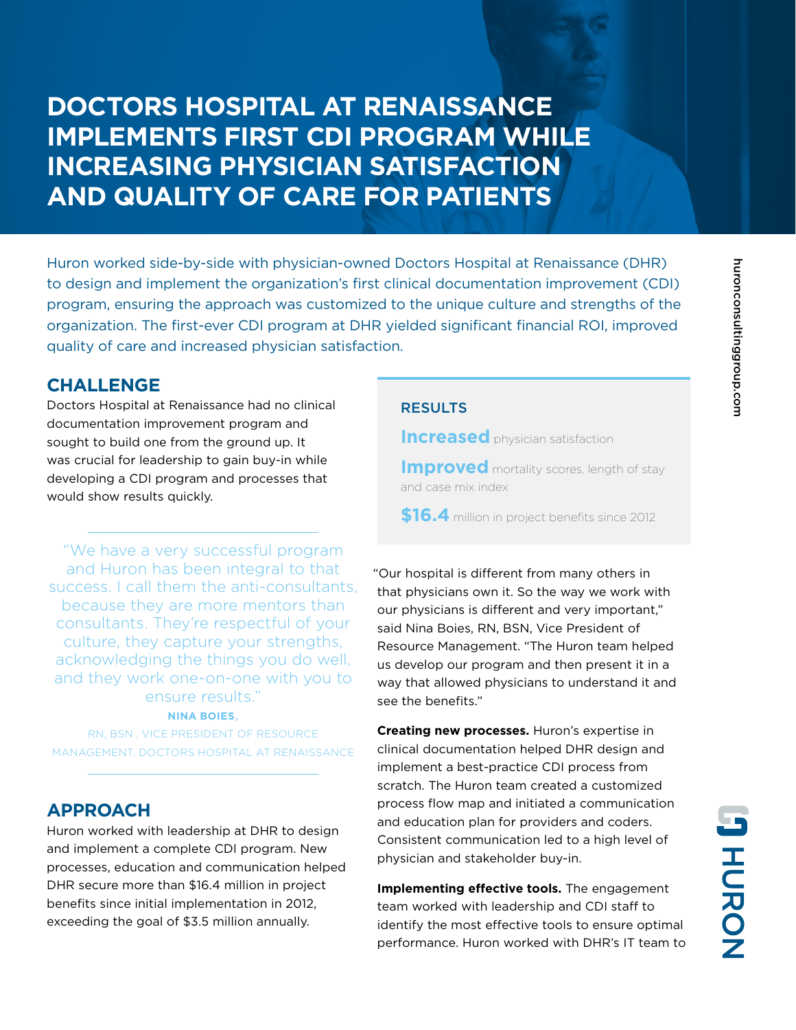# DOCTORS HOSPITAL AT RENAISSANCE IMPLEMENTS FIRST CDI PROGRAM WHILE INCREASING PHYSICIAN SATISFACTION AND QUALITY OF CARE FOR PATIENTS

Huron worked side-by-side with physician-owned Doctors Hospital at Renaissance (DHR) to design and implement the organization's first clinical documentation improvement (CDI) program, ensuring the approach was customized to the unique culture and strengths of the organization. The first-ever CDI program at DHR yielded significant financial ROI, improved quality of care and increased physician satisfaction.

## CHALLENGE

Doctors Hospital at Renaissance had no clinical documentation improvement program and sought to build one from the ground up. It was crucial for leadership to gain buy-in while developing a CDI program and processes that would show results quickly.

> "We have a very successful program and Huron has been integral to that success. I call them the anti-consultants, because they are more mentors than consultants. They're respectful of your culture, they capture your strengths, acknowledging the things you do well, and they work one-on-one with you to ensure results."
>
> **NINA BOIES**,
> RN, BSN , VICE PRESIDENT OF RESOURCE MANAGEMENT, DOCTORS HOSPITAL AT RENAISSANCE

## APPROACH

Huron worked with leadership at DHR to design and implement a complete CDI program. New processes, education and communication helped DHR secure more than $16.4 million in project benefits since initial implementation in 2012, exceeding the goal of $3.5 million annually.

### RESULTS

**Increased** physician satisfaction

**Improved** mortality scores, length of stay and case mix index

**$16.4** million in project benefits since 2012

"Our hospital is different from many others in that physicians own it. So the way we work with our physicians is different and very important," said Nina Boies, RN, BSN, Vice President of Resource Management. "The Huron team helped us develop our program and then present it in a way that allowed physicians to understand it and see the benefits."

**Creating new processes.** Huron's expertise in clinical documentation helped DHR design and implement a best-practice CDI process from scratch. The Huron team created a customized process flow map and initiated a communication and education plan for providers and coders. Consistent communication led to a high level of physician and stakeholder buy-in.

**Implementing effective tools.** The engagement team worked with leadership and CDI staff to identify the most effective tools to ensure optimal performance. Huron worked with DHR's IT team to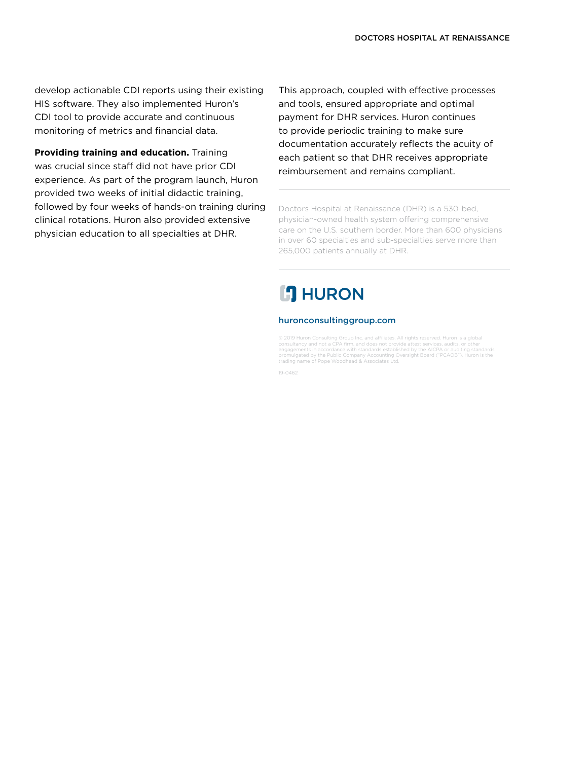develop actionable CDI reports using their existing HIS software. They also implemented Huron's CDI tool to provide accurate and continuous monitoring of metrics and financial data.

**Providing training and education.** Training was crucial since staff did not have prior CDI experience. As part of the program launch, Huron provided two weeks of initial didactic training, followed by four weeks of hands-on training during clinical rotations. Huron also provided extensive physician education to all specialties at DHR.

This approach, coupled with effective processes and tools, ensured appropriate and optimal payment for DHR services. Huron continues to provide periodic training to make sure documentation accurately reflects the acuity of each patient so that DHR receives appropriate reimbursement and remains compliant.

---

Doctors Hospital at Renaissance (DHR) is a 530-bed, physician-owned health system offering comprehensive care on the U.S. southern border. More than 600 physicians in over 60 specialties and sub-specialties serve more than 265,000 patients annually at DHR.

---

HURON

huronconsultinggroup.com

© 2019 Huron Consulting Group Inc. and affiliates. All rights reserved. Huron is a global consultancy and not a CPA firm, and does not provide attest services, audits, or other engagements in accordance with standards established by the AICPA or auditing standards promulgated by the Public Company Accounting Oversight Board ("PCAOB"). Huron is the trading name of Pope Woodhead & Associates Ltd.

19-0462